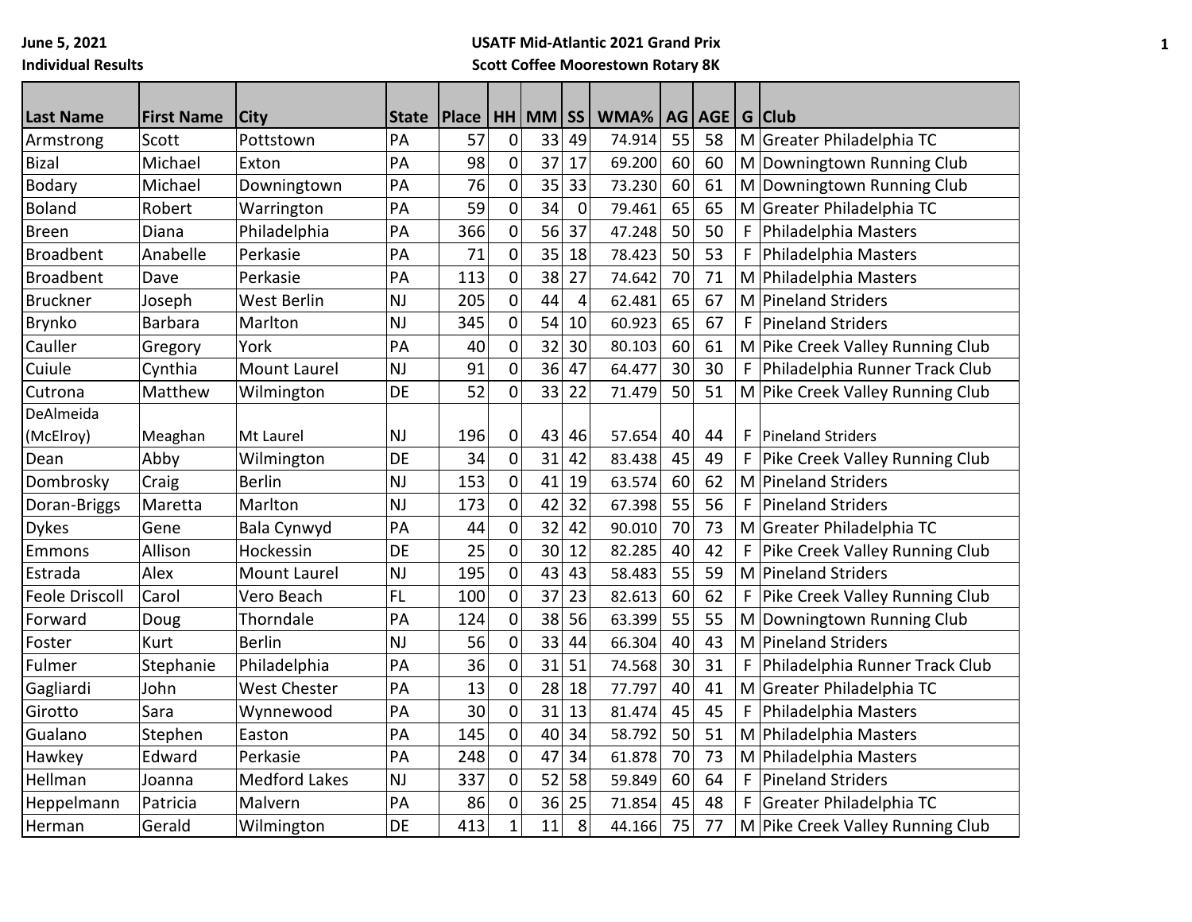**June 5, 2021**

**Individual Results**

**USATF Mid-Atlantic 2021 Grand Prix**

**Scott Coffee Moorestown Rotary 8K**

| Last Name | First Name | City | State | Place | HH | MM | SS | WMA% | AG | AGE | G | Club |
|---|---|---|---|---|---|---|---|---|---|---|---|---|
| Armstrong | Scott | Pottstown | PA | 57 | 0 | 33 | 49 | 74.914 | 55 | 58 | M | Greater Philadelphia TC |
| Bizal | Michael | Exton | PA | 98 | 0 | 37 | 17 | 69.200 | 60 | 60 | M | Downingtown Running Club |
| Bodary | Michael | Downingtown | PA | 76 | 0 | 35 | 33 | 73.230 | 60 | 61 | M | Downingtown Running Club |
| Boland | Robert | Warrington | PA | 59 | 0 | 34 | 0 | 79.461 | 65 | 65 | M | Greater Philadelphia TC |
| Breen | Diana | Philadelphia | PA | 366 | 0 | 56 | 37 | 47.248 | 50 | 50 | F | Philadelphia Masters |
| Broadbent | Anabelle | Perkasie | PA | 71 | 0 | 35 | 18 | 78.423 | 50 | 53 | F | Philadelphia Masters |
| Broadbent | Dave | Perkasie | PA | 113 | 0 | 38 | 27 | 74.642 | 70 | 71 | M | Philadelphia Masters |
| Bruckner | Joseph | West Berlin | NJ | 205 | 0 | 44 | 4 | 62.481 | 65 | 67 | M | Pineland Striders |
| Brynko | Barbara | Marlton | NJ | 345 | 0 | 54 | 10 | 60.923 | 65 | 67 | F | Pineland Striders |
| Cauller | Gregory | York | PA | 40 | 0 | 32 | 30 | 80.103 | 60 | 61 | M | Pike Creek Valley Running Club |
| Cuiule | Cynthia | Mount Laurel | NJ | 91 | 0 | 36 | 47 | 64.477 | 30 | 30 | F | Philadelphia Runner Track Club |
| Cutrona | Matthew | Wilmington | DE | 52 | 0 | 33 | 22 | 71.479 | 50 | 51 | M | Pike Creek Valley Running Club |
| DeAlmeida (McElroy) | Meaghan | Mt Laurel | NJ | 196 | 0 | 43 | 46 | 57.654 | 40 | 44 | F | Pineland Striders |
| Dean | Abby | Wilmington | DE | 34 | 0 | 31 | 42 | 83.438 | 45 | 49 | F | Pike Creek Valley Running Club |
| Dombrosky | Craig | Berlin | NJ | 153 | 0 | 41 | 19 | 63.574 | 60 | 62 | M | Pineland Striders |
| Doran-Briggs | Maretta | Marlton | NJ | 173 | 0 | 42 | 32 | 67.398 | 55 | 56 | F | Pineland Striders |
| Dykes | Gene | Bala Cynwyd | PA | 44 | 0 | 32 | 42 | 90.010 | 70 | 73 | M | Greater Philadelphia TC |
| Emmons | Allison | Hockessin | DE | 25 | 0 | 30 | 12 | 82.285 | 40 | 42 | F | Pike Creek Valley Running Club |
| Estrada | Alex | Mount Laurel | NJ | 195 | 0 | 43 | 43 | 58.483 | 55 | 59 | M | Pineland Striders |
| Feole Driscoll | Carol | Vero Beach | FL | 100 | 0 | 37 | 23 | 82.613 | 60 | 62 | F | Pike Creek Valley Running Club |
| Forward | Doug | Thorndale | PA | 124 | 0 | 38 | 56 | 63.399 | 55 | 55 | M | Downingtown Running Club |
| Foster | Kurt | Berlin | NJ | 56 | 0 | 33 | 44 | 66.304 | 40 | 43 | M | Pineland Striders |
| Fulmer | Stephanie | Philadelphia | PA | 36 | 0 | 31 | 51 | 74.568 | 30 | 31 | F | Philadelphia Runner Track Club |
| Gagliardi | John | West Chester | PA | 13 | 0 | 28 | 18 | 77.797 | 40 | 41 | M | Greater Philadelphia TC |
| Girotto | Sara | Wynnewood | PA | 30 | 0 | 31 | 13 | 81.474 | 45 | 45 | F | Philadelphia Masters |
| Gualano | Stephen | Easton | PA | 145 | 0 | 40 | 34 | 58.792 | 50 | 51 | M | Philadelphia Masters |
| Hawkey | Edward | Perkasie | PA | 248 | 0 | 47 | 34 | 61.878 | 70 | 73 | M | Philadelphia Masters |
| Hellman | Joanna | Medford Lakes | NJ | 337 | 0 | 52 | 58 | 59.849 | 60 | 64 | F | Pineland Striders |
| Heppelmann | Patricia | Malvern | PA | 86 | 0 | 36 | 25 | 71.854 | 45 | 48 | F | Greater Philadelphia TC |
| Herman | Gerald | Wilmington | DE | 413 | 1 | 11 | 8 | 44.166 | 75 | 77 | M | Pike Creek Valley Running Club |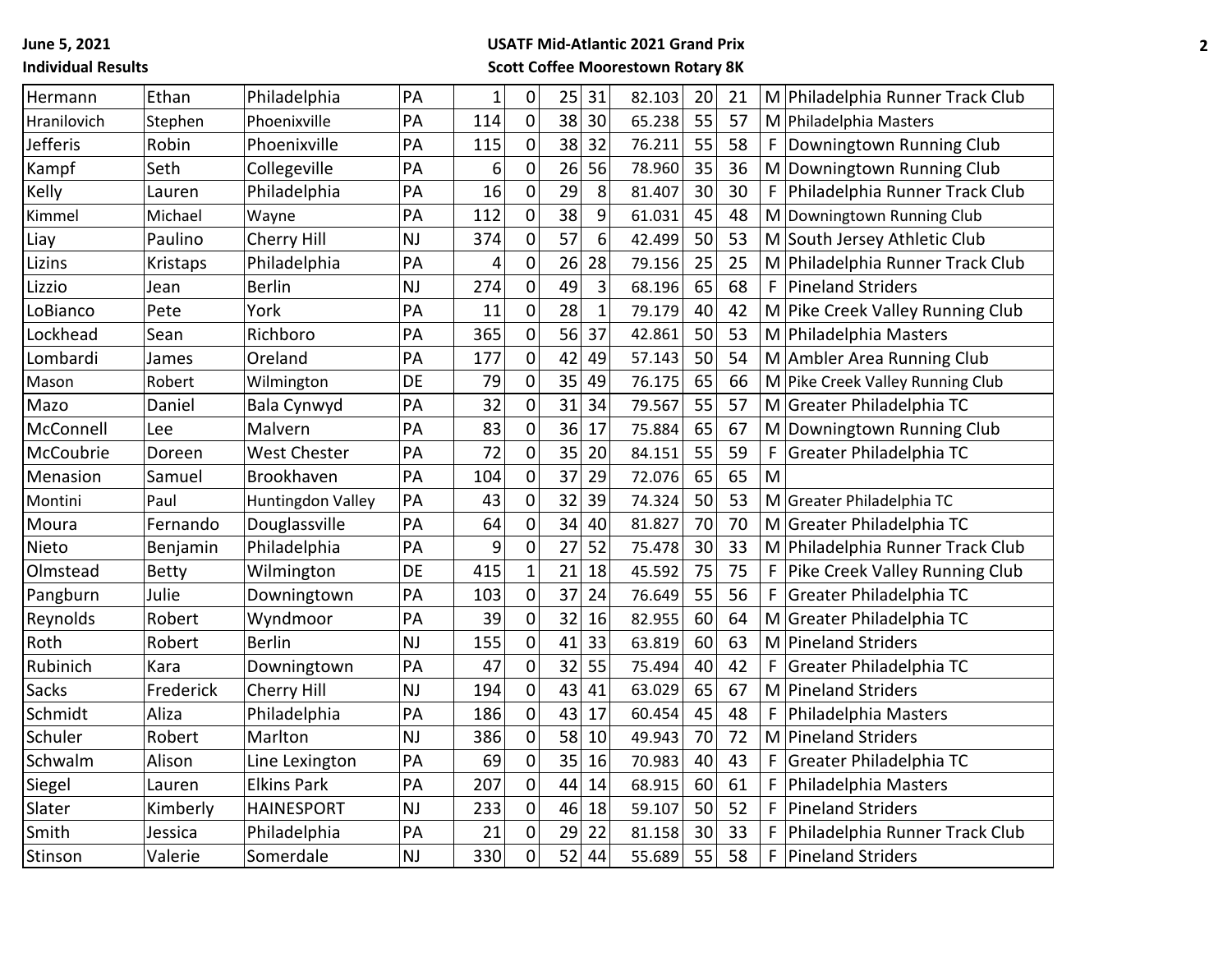| | | | | | | | | | | | | |
|---|---|---|---|---|---|---|---|---|---|---|---|---|
| Hermann | Ethan | Philadelphia | PA | 1 | 0 | 25 | 31 | 82.103 | 20 | 21 | M | Philadelphia Runner Track Club |
| Hranilovich | Stephen | Phoenixville | PA | 114 | 0 | 38 | 30 | 65.238 | 55 | 57 | M | Philadelphia Masters |
| Jefferis | Robin | Phoenixville | PA | 115 | 0 | 38 | 32 | 76.211 | 55 | 58 | F | Downingtown Running Club |
| Kampf | Seth | Collegeville | PA | 6 | 0 | 26 | 56 | 78.960 | 35 | 36 | M | Downingtown Running Club |
| Kelly | Lauren | Philadelphia | PA | 16 | 0 | 29 | 8 | 81.407 | 30 | 30 | F | Philadelphia Runner Track Club |
| Kimmel | Michael | Wayne | PA | 112 | 0 | 38 | 9 | 61.031 | 45 | 48 | M | Downingtown Running Club |
| Liay | Paulino | Cherry Hill | NJ | 374 | 0 | 57 | 6 | 42.499 | 50 | 53 | M | South Jersey Athletic Club |
| Lizins | Kristaps | Philadelphia | PA | 4 | 0 | 26 | 28 | 79.156 | 25 | 25 | M | Philadelphia Runner Track Club |
| Lizzio | Jean | Berlin | NJ | 274 | 0 | 49 | 3 | 68.196 | 65 | 68 | F | Pineland Striders |
| LoBianco | Pete | York | PA | 11 | 0 | 28 | 1 | 79.179 | 40 | 42 | M | Pike Creek Valley Running Club |
| Lockhead | Sean | Richboro | PA | 365 | 0 | 56 | 37 | 42.861 | 50 | 53 | M | Philadelphia Masters |
| Lombardi | James | Oreland | PA | 177 | 0 | 42 | 49 | 57.143 | 50 | 54 | M | Ambler Area Running Club |
| Mason | Robert | Wilmington | DE | 79 | 0 | 35 | 49 | 76.175 | 65 | 66 | M | Pike Creek Valley Running Club |
| Mazo | Daniel | Bala Cynwyd | PA | 32 | 0 | 31 | 34 | 79.567 | 55 | 57 | M | Greater Philadelphia TC |
| McConnell | Lee | Malvern | PA | 83 | 0 | 36 | 17 | 75.884 | 65 | 67 | M | Downingtown Running Club |
| McCoubrie | Doreen | West Chester | PA | 72 | 0 | 35 | 20 | 84.151 | 55 | 59 | F | Greater Philadelphia TC |
| Menasion | Samuel | Brookhaven | PA | 104 | 0 | 37 | 29 | 72.076 | 65 | 65 | M | |
| Montini | Paul | Huntingdon Valley | PA | 43 | 0 | 32 | 39 | 74.324 | 50 | 53 | M | Greater Philadelphia TC |
| Moura | Fernando | Douglassville | PA | 64 | 0 | 34 | 40 | 81.827 | 70 | 70 | M | Greater Philadelphia TC |
| Nieto | Benjamin | Philadelphia | PA | 9 | 0 | 27 | 52 | 75.478 | 30 | 33 | M | Philadelphia Runner Track Club |
| Olmstead | Betty | Wilmington | DE | 415 | 1 | 21 | 18 | 45.592 | 75 | 75 | F | Pike Creek Valley Running Club |
| Pangburn | Julie | Downingtown | PA | 103 | 0 | 37 | 24 | 76.649 | 55 | 56 | F | Greater Philadelphia TC |
| Reynolds | Robert | Wyndmoor | PA | 39 | 0 | 32 | 16 | 82.955 | 60 | 64 | M | Greater Philadelphia TC |
| Roth | Robert | Berlin | NJ | 155 | 0 | 41 | 33 | 63.819 | 60 | 63 | M | Pineland Striders |
| Rubinich | Kara | Downingtown | PA | 47 | 0 | 32 | 55 | 75.494 | 40 | 42 | F | Greater Philadelphia TC |
| Sacks | Frederick | Cherry Hill | NJ | 194 | 0 | 43 | 41 | 63.029 | 65 | 67 | M | Pineland Striders |
| Schmidt | Aliza | Philadelphia | PA | 186 | 0 | 43 | 17 | 60.454 | 45 | 48 | F | Philadelphia Masters |
| Schuler | Robert | Marlton | NJ | 386 | 0 | 58 | 10 | 49.943 | 70 | 72 | M | Pineland Striders |
| Schwalm | Alison | Line Lexington | PA | 69 | 0 | 35 | 16 | 70.983 | 40 | 43 | F | Greater Philadelphia TC |
| Siegel | Lauren | Elkins Park | PA | 207 | 0 | 44 | 14 | 68.915 | 60 | 61 | F | Philadelphia Masters |
| Slater | Kimberly | HAINESPORT | NJ | 233 | 0 | 46 | 18 | 59.107 | 50 | 52 | F | Pineland Striders |
| Smith | Jessica | Philadelphia | PA | 21 | 0 | 29 | 22 | 81.158 | 30 | 33 | F | Philadelphia Runner Track Club |
| Stinson | Valerie | Somerdale | NJ | 330 | 0 | 52 | 44 | 55.689 | 55 | 58 | F | Pineland Striders |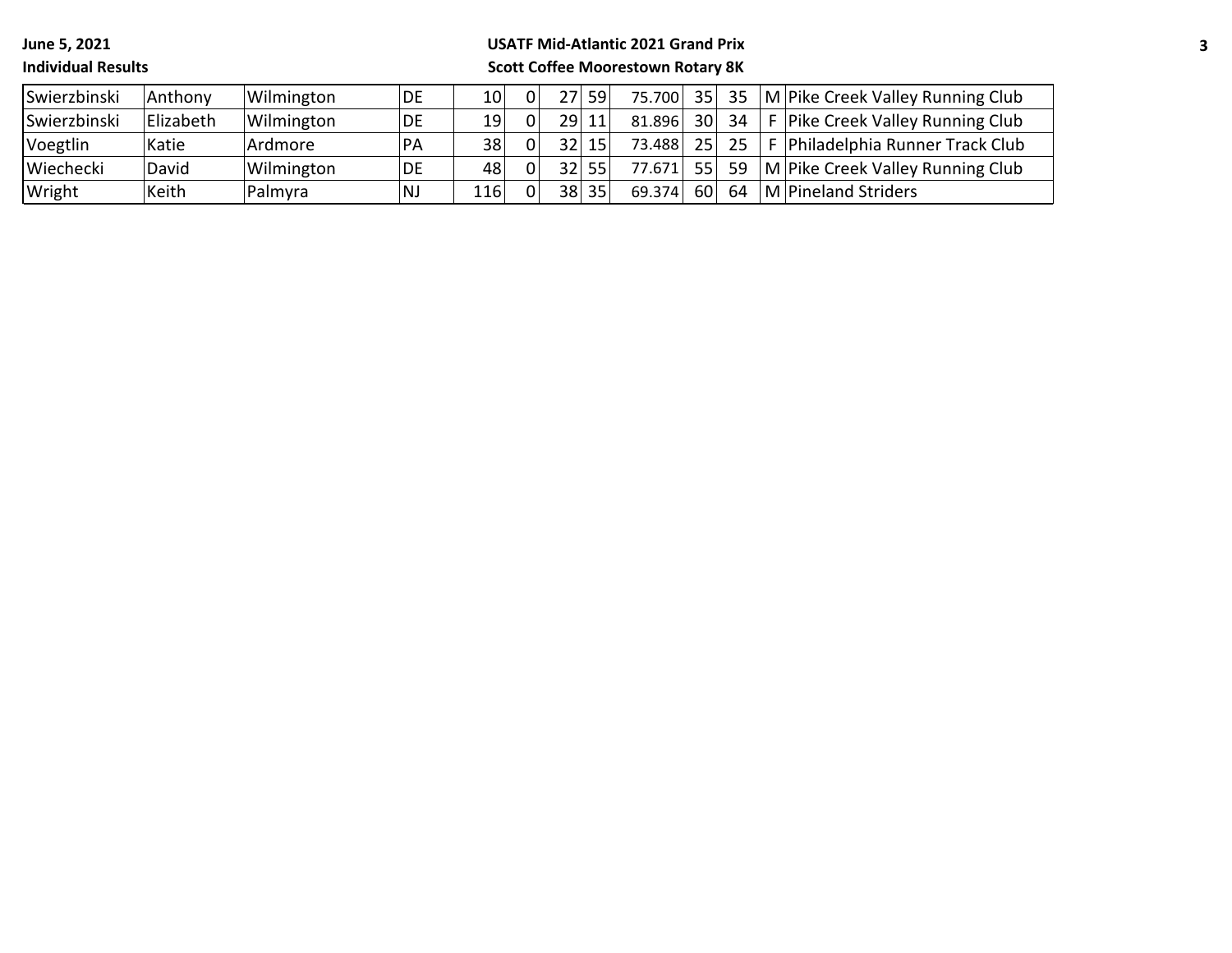June 5, 2021

**Individual Results**

**USATF Mid-Atlantic 2021 Grand Prix**

**Scott Coffee Moorestown Rotary 8K**

| | | | | | | | | | | | | |
|---|---|---|---|---|---|---|---|---|---|---|---|---|
| Swierzbinski | Anthony | Wilmington | DE | 10 | 0 | 27 | 59 | 75.700 | 35 | 35 | M | Pike Creek Valley Running Club |
| Swierzbinski | Elizabeth | Wilmington | DE | 19 | 0 | 29 | 11 | 81.896 | 30 | 34 | F | Pike Creek Valley Running Club |
| Voegtlin | Katie | Ardmore | PA | 38 | 0 | 32 | 15 | 73.488 | 25 | 25 | F | Philadelphia Runner Track Club |
| Wiechecki | David | Wilmington | DE | 48 | 0 | 32 | 55 | 77.671 | 55 | 59 | M | Pike Creek Valley Running Club |
| Wright | Keith | Palmyra | NJ | 116 | 0 | 38 | 35 | 69.374 | 60 | 64 | M | Pineland Striders |